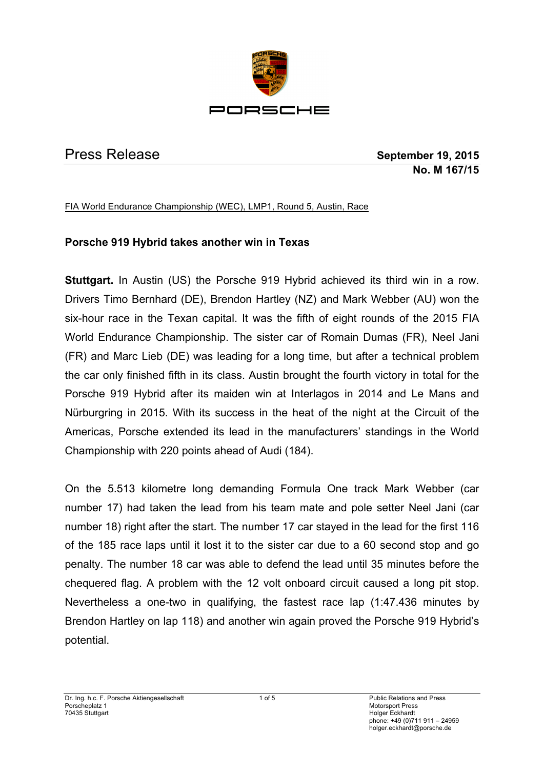PORSCHE

# Press Release

**September 19, 2015**
**No. M 167/15**

FIA World Endurance Championship (WEC), LMP1, Round 5, Austin, Race

## Porsche 919 Hybrid takes another win in Texas

**Stuttgart.** In Austin (US) the Porsche 919 Hybrid achieved its third win in a row. Drivers Timo Bernhard (DE), Brendon Hartley (NZ) and Mark Webber (AU) won the six-hour race in the Texan capital. It was the fifth of eight rounds of the 2015 FIA World Endurance Championship. The sister car of Romain Dumas (FR), Neel Jani (FR) and Marc Lieb (DE) was leading for a long time, but after a technical problem the car only finished fifth in its class. Austin brought the fourth victory in total for the Porsche 919 Hybrid after its maiden win at Interlagos in 2014 and Le Mans and Nürburgring in 2015. With its success in the heat of the night at the Circuit of the Americas, Porsche extended its lead in the manufacturers' standings in the World Championship with 220 points ahead of Audi (184).

On the 5.513 kilometre long demanding Formula One track Mark Webber (car number 17) had taken the lead from his team mate and pole setter Neel Jani (car number 18) right after the start. The number 17 car stayed in the lead for the first 116 of the 185 race laps until it lost it to the sister car due to a 60 second stop and go penalty. The number 18 car was able to defend the lead until 35 minutes before the chequered flag. A problem with the 12 volt onboard circuit caused a long pit stop. Nevertheless a one-two in qualifying, the fastest race lap (1:47.436 minutes by Brendon Hartley on lap 118) and another win again proved the Porsche 919 Hybrid's potential.

Dr. Ing. h.c. F. Porsche Aktiengesellschaft
Porscheplatz 1
70435 Stuttgart

Public Relations and Press
Motorsport Press
Holger Eckhardt
phone: +49 (0)711 911 – 24959
holger.eckhardt@porsche.de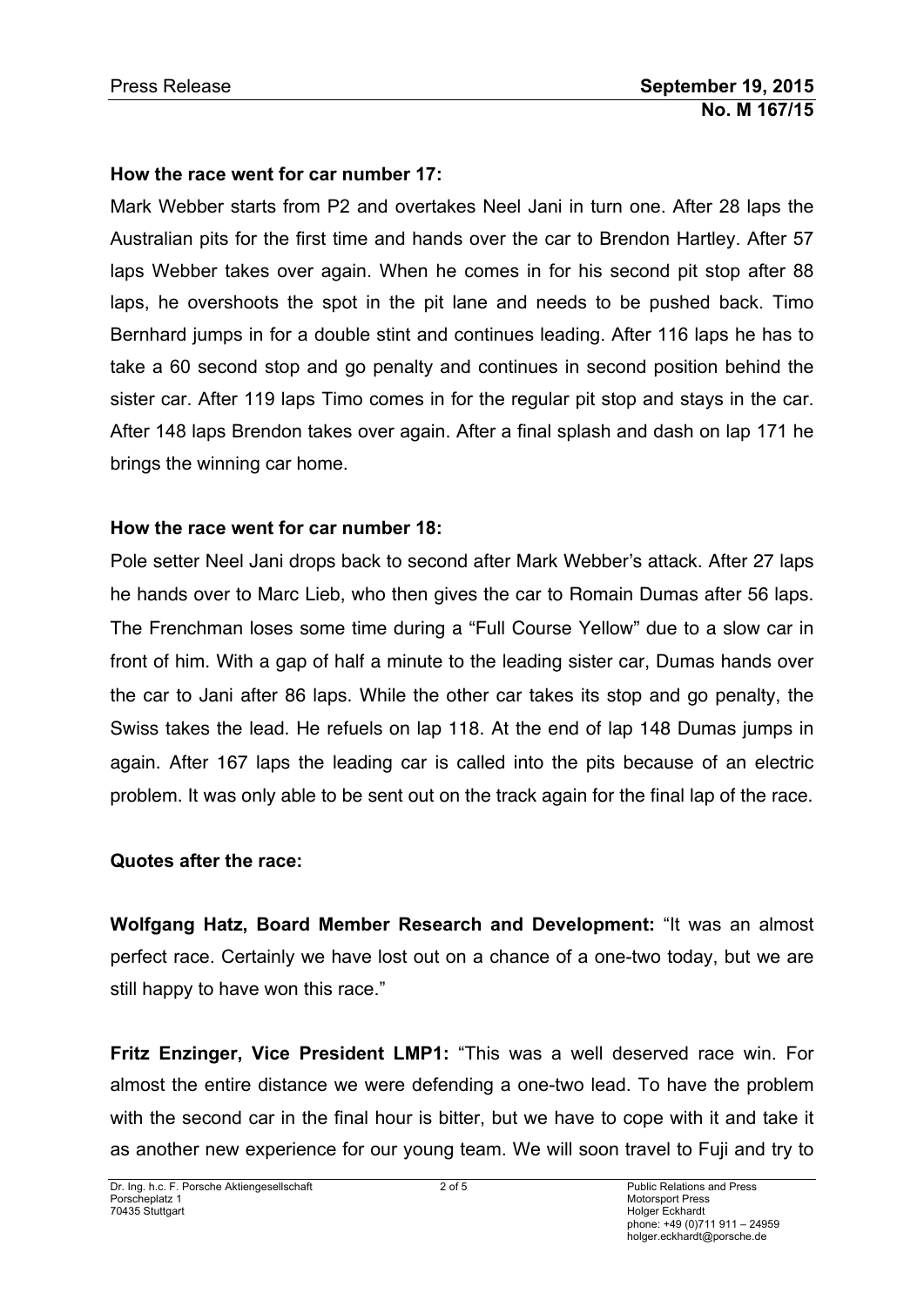**How the race went for car number 17:**

Mark Webber starts from P2 and overtakes Neel Jani in turn one. After 28 laps the Australian pits for the first time and hands over the car to Brendon Hartley. After 57 laps Webber takes over again. When he comes in for his second pit stop after 88 laps, he overshoots the spot in the pit lane and needs to be pushed back. Timo Bernhard jumps in for a double stint and continues leading. After 116 laps he has to take a 60 second stop and go penalty and continues in second position behind the sister car. After 119 laps Timo comes in for the regular pit stop and stays in the car. After 148 laps Brendon takes over again. After a final splash and dash on lap 171 he brings the winning car home.

**How the race went for car number 18:**

Pole setter Neel Jani drops back to second after Mark Webber's attack. After 27 laps he hands over to Marc Lieb, who then gives the car to Romain Dumas after 56 laps. The Frenchman loses some time during a "Full Course Yellow" due to a slow car in front of him. With a gap of half a minute to the leading sister car, Dumas hands over the car to Jani after 86 laps. While the other car takes its stop and go penalty, the Swiss takes the lead. He refuels on lap 118. At the end of lap 148 Dumas jumps in again. After 167 laps the leading car is called into the pits because of an electric problem. It was only able to be sent out on the track again for the final lap of the race.

**Quotes after the race:**

**Wolfgang Hatz, Board Member Research and Development:** "It was an almost perfect race. Certainly we have lost out on a chance of a one-two today, but we are still happy to have won this race."

**Fritz Enzinger, Vice President LMP1:** "This was a well deserved race win. For almost the entire distance we were defending a one-two lead. To have the problem with the second car in the final hour is bitter, but we have to cope with it and take it as another new experience for our young team. We will soon travel to Fuji and try to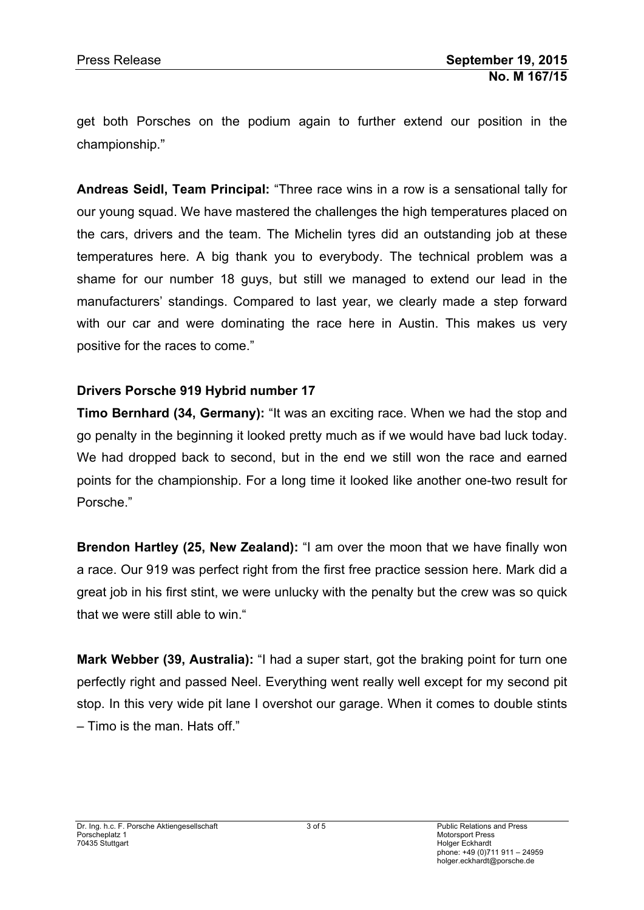get both Porsches on the podium again to further extend our position in the championship."

**Andreas Seidl, Team Principal:** "Three race wins in a row is a sensational tally for our young squad. We have mastered the challenges the high temperatures placed on the cars, drivers and the team. The Michelin tyres did an outstanding job at these temperatures here. A big thank you to everybody. The technical problem was a shame for our number 18 guys, but still we managed to extend our lead in the manufacturers' standings. Compared to last year, we clearly made a step forward with our car and were dominating the race here in Austin. This makes us very positive for the races to come."

**Drivers Porsche 919 Hybrid number 17**

**Timo Bernhard (34, Germany):** "It was an exciting race. When we had the stop and go penalty in the beginning it looked pretty much as if we would have bad luck today. We had dropped back to second, but in the end we still won the race and earned points for the championship. For a long time it looked like another one-two result for Porsche."

**Brendon Hartley (25, New Zealand):** "I am over the moon that we have finally won a race. Our 919 was perfect right from the first free practice session here. Mark did a great job in his first stint, we were unlucky with the penalty but the crew was so quick that we were still able to win."

**Mark Webber (39, Australia):** "I had a super start, got the braking point for turn one perfectly right and passed Neel. Everything went really well except for my second pit stop. In this very wide pit lane I overshot our garage. When it comes to double stints – Timo is the man. Hats off."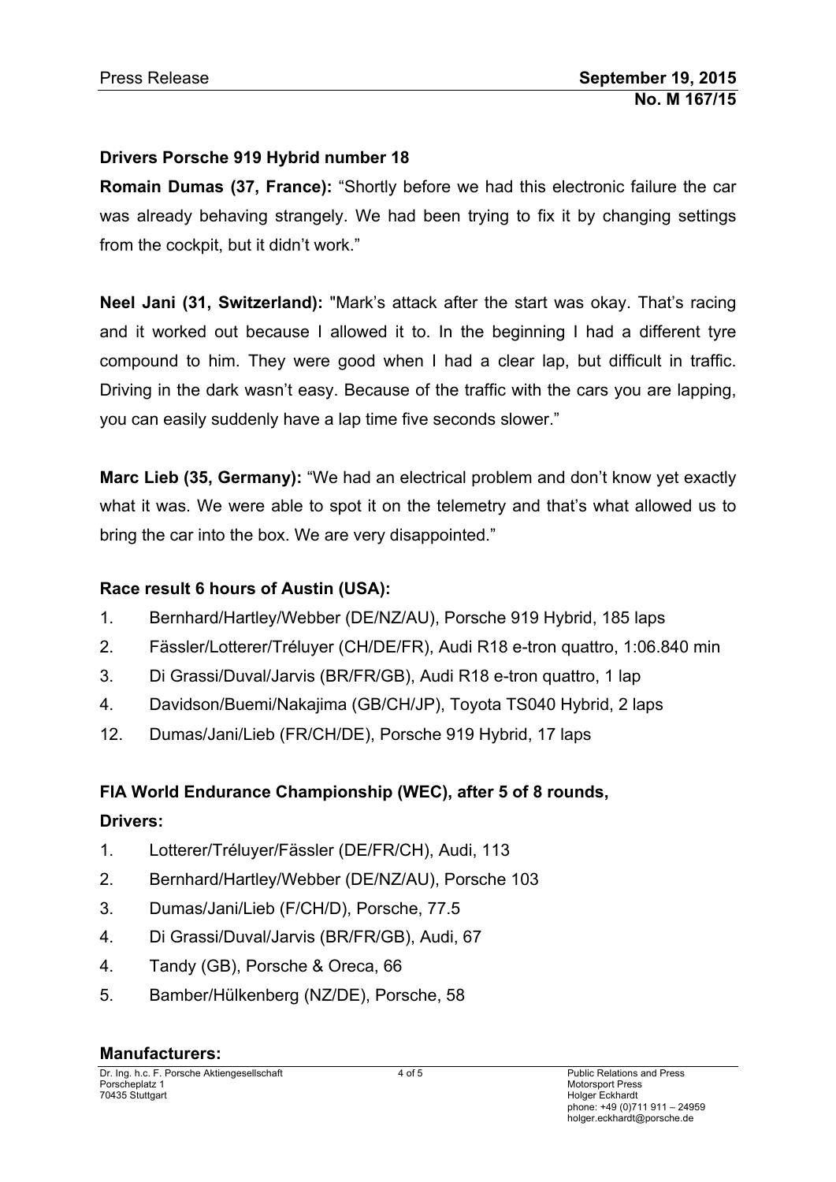**Drivers Porsche 919 Hybrid number 18**

**Romain Dumas (37, France):** “Shortly before we had this electronic failure the car was already behaving strangely. We had been trying to fix it by changing settings from the cockpit, but it didn’t work.”

**Neel Jani (31, Switzerland):** "Mark’s attack after the start was okay. That’s racing and it worked out because I allowed it to. In the beginning I had a different tyre compound to him. They were good when I had a clear lap, but difficult in traffic. Driving in the dark wasn’t easy. Because of the traffic with the cars you are lapping, you can easily suddenly have a lap time five seconds slower.”

**Marc Lieb (35, Germany):** “We had an electrical problem and don’t know yet exactly what it was. We were able to spot it on the telemetry and that’s what allowed us to bring the car into the box. We are very disappointed.”

**Race result 6 hours of Austin (USA):**

1. Bernhard/Hartley/Webber (DE/NZ/AU), Porsche 919 Hybrid, 185 laps
2. Fässler/Lotterer/Tréluyer (CH/DE/FR), Audi R18 e-tron quattro, 1:06.840 min
3. Di Grassi/Duval/Jarvis (BR/FR/GB), Audi R18 e-tron quattro, 1 lap
4. Davidson/Buemi/Nakajima (GB/CH/JP), Toyota TS040 Hybrid, 2 laps

12. Dumas/Jani/Lieb (FR/CH/DE), Porsche 919 Hybrid, 17 laps

**FIA World Endurance Championship (WEC), after 5 of 8 rounds,**

**Drivers:**

1. Lotterer/Tréluyer/Fässler (DE/FR/CH), Audi, 113
2. Bernhard/Hartley/Webber (DE/NZ/AU), Porsche 103
3. Dumas/Jani/Lieb (F/CH/D), Porsche, 77.5
4. Di Grassi/Duval/Jarvis (BR/FR/GB), Audi, 67
4. Tandy (GB), Porsche & Oreca, 66
5. Bamber/Hülkenberg (NZ/DE), Porsche, 58

**Manufacturers:**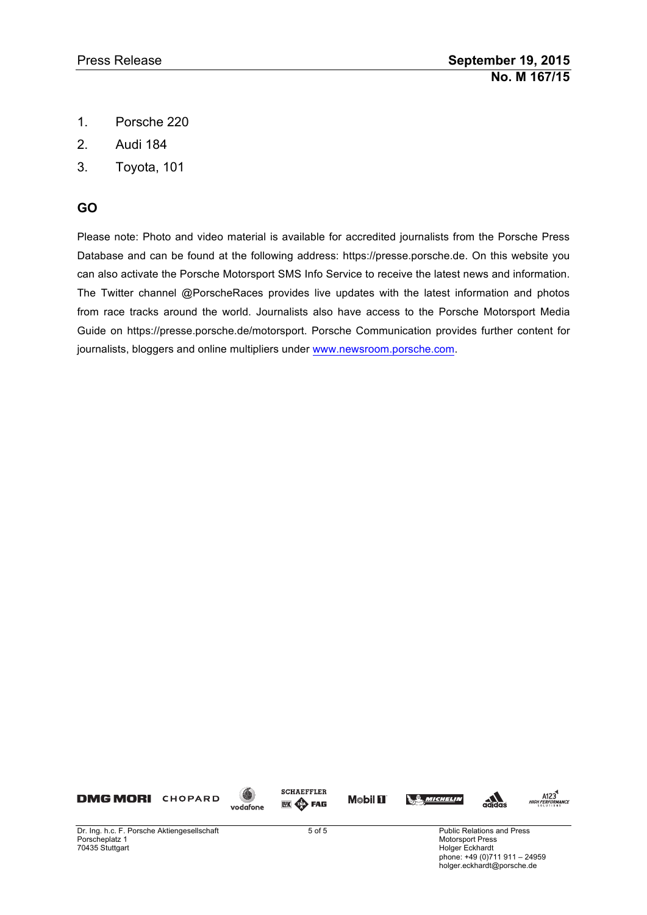1. Porsche 220
2. Audi 184
3. Toyota, 101

**GO**

Please note: Photo and video material is available for accredited journalists from the Porsche Press Database and can be found at the following address: https://presse.porsche.de. On this website you can also activate the Porsche Motorsport SMS Info Service to receive the latest news and information. The Twitter channel @PorscheRaces provides live updates with the latest information and photos from race tracks around the world. Journalists also have access to the Porsche Motorsport Media Guide on https://presse.porsche.de/motorsport. Porsche Communication provides further content for journalists, bloggers and online multipliers under www.newsroom.porsche.com.